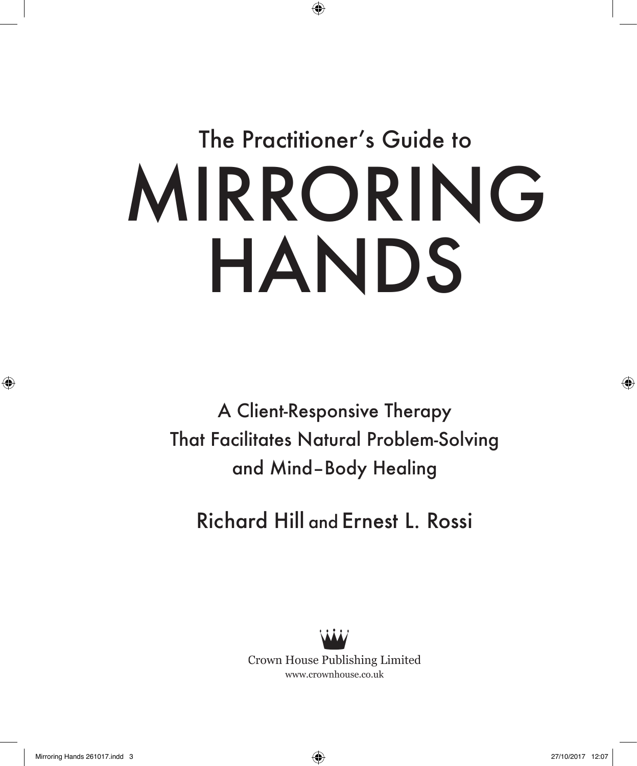The Practitioner's Guide to

# MIRRORING HANDS

A Client-Responsive Therapy That Facilitates Natural Problem-Solving and Mind–Body Healing

Richard Hill and Ernest L. Rossi

Crown House Publishing Limited
www.crownhouse.co.uk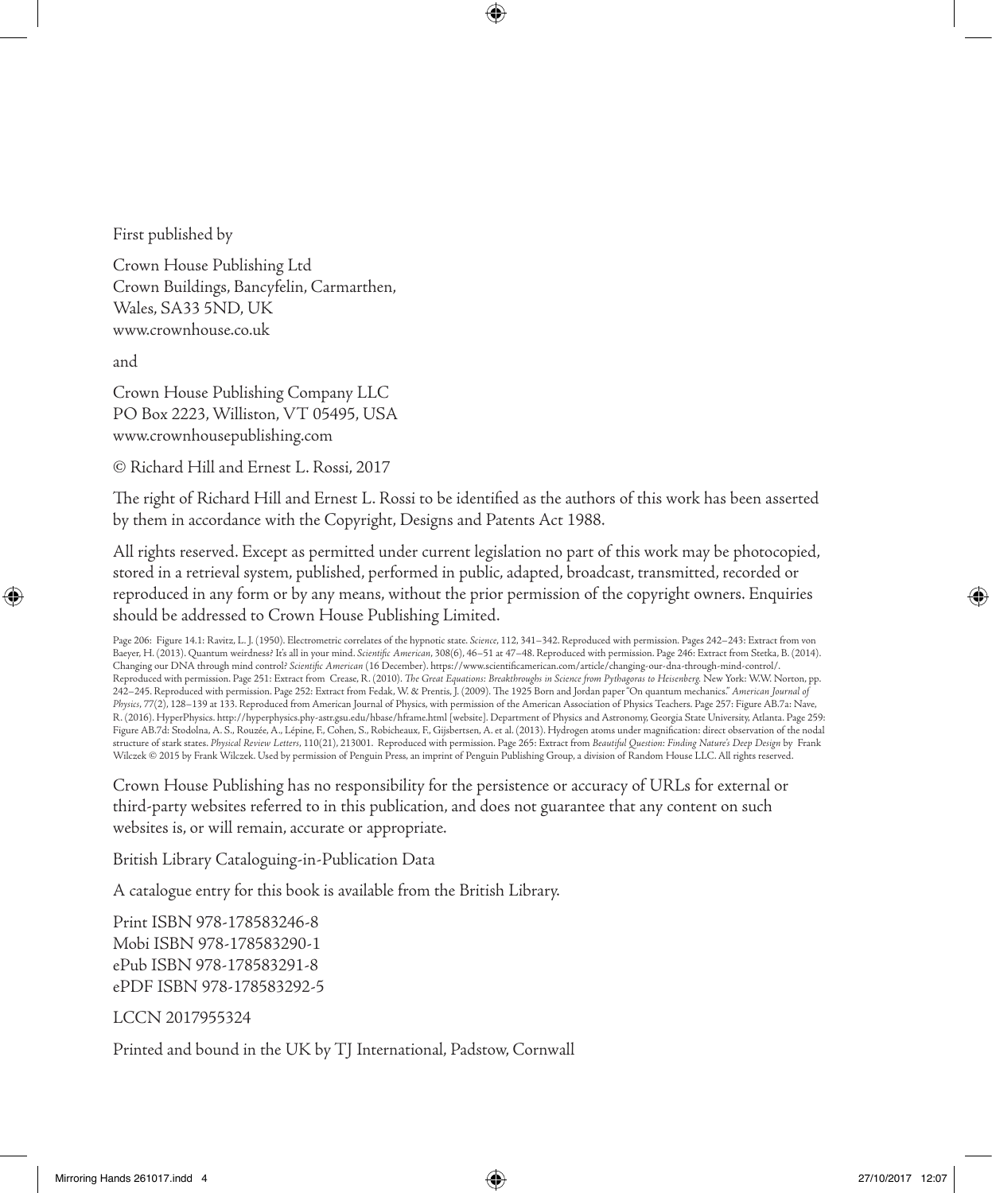First published by

Crown House Publishing Ltd
Crown Buildings, Bancyfelin, Carmarthen,
Wales, SA33 5ND, UK
www.crownhouse.co.uk

and

Crown House Publishing Company LLC
PO Box 2223, Williston, VT 05495, USA
www.crownhousepublishing.com

© Richard Hill and Ernest L. Rossi, 2017

The right of Richard Hill and Ernest L. Rossi to be identified as the authors of this work has been asserted by them in accordance with the Copyright, Designs and Patents Act 1988.

All rights reserved. Except as permitted under current legislation no part of this work may be photocopied, stored in a retrieval system, published, performed in public, adapted, broadcast, transmitted, recorded or reproduced in any form or by any means, without the prior permission of the copyright owners. Enquiries should be addressed to Crown House Publishing Limited.

Page 206: Figure 14.1: Ravitz, L. J. (1950). Electrometric correlates of the hypnotic state. *Science*, 112, 341–342. Reproduced with permission. Pages 242–243: Extract from von Baeyer, H. (2013). Quantum weirdness? It's all in your mind. *Scientific American*, 308(6), 46–51 at 47–48. Reproduced with permission. Page 246: Extract from Stetka, B. (2014). Changing our DNA through mind control? *Scientific American* (16 December). https://www.scientificamerican.com/article/changing-our-dna-through-mind-control/. Reproduced with permission. Page 251: Extract from Crease, R. (2010). *The Great Equations: Breakthroughs in Science from Pythagoras to Heisenberg.* New York: W.W. Norton, pp. 242–245. Reproduced with permission. Page 252: Extract from Fedak, W. & Prentis, J. (2009). The 1925 Born and Jordan paper "On quantum mechanics." *American Journal of Physics*, 77(2), 128–139 at 133. Reproduced from American Journal of Physics, with permission of the American Association of Physics Teachers. Page 257: Figure AB.7a: Nave, R. (2016). HyperPhysics. http://hyperphysics.phy-astr.gsu.edu/hbase/hframe.html [website]. Department of Physics and Astronomy, Georgia State University, Atlanta. Page 259: Figure AB.7d: Stodolna, A. S., Rouzée, A., Lépine, F., Cohen, S., Robicheaux, F., Gijsbertsen, A. et al. (2013). Hydrogen atoms under magnification: direct observation of the nodal structure of stark states. *Physical Review Letters*, 110(21), 213001. Reproduced with permission. Page 265: Extract from *Beautiful Question: Finding Nature's Deep Design* by Frank Wilczek © 2015 by Frank Wilczek. Used by permission of Penguin Press, an imprint of Penguin Publishing Group, a division of Random House LLC. All rights reserved.

Crown House Publishing has no responsibility for the persistence or accuracy of URLs for external or third-party websites referred to in this publication, and does not guarantee that any content on such websites is, or will remain, accurate or appropriate.

British Library Cataloguing-in-Publication Data

A catalogue entry for this book is available from the British Library.

Print ISBN 978-178583246-8
Mobi ISBN 978-178583290-1
ePub ISBN 978-178583291-8
ePDF ISBN 978-178583292-5

LCCN 2017955324

Printed and bound in the UK by TJ International, Padstow, Cornwall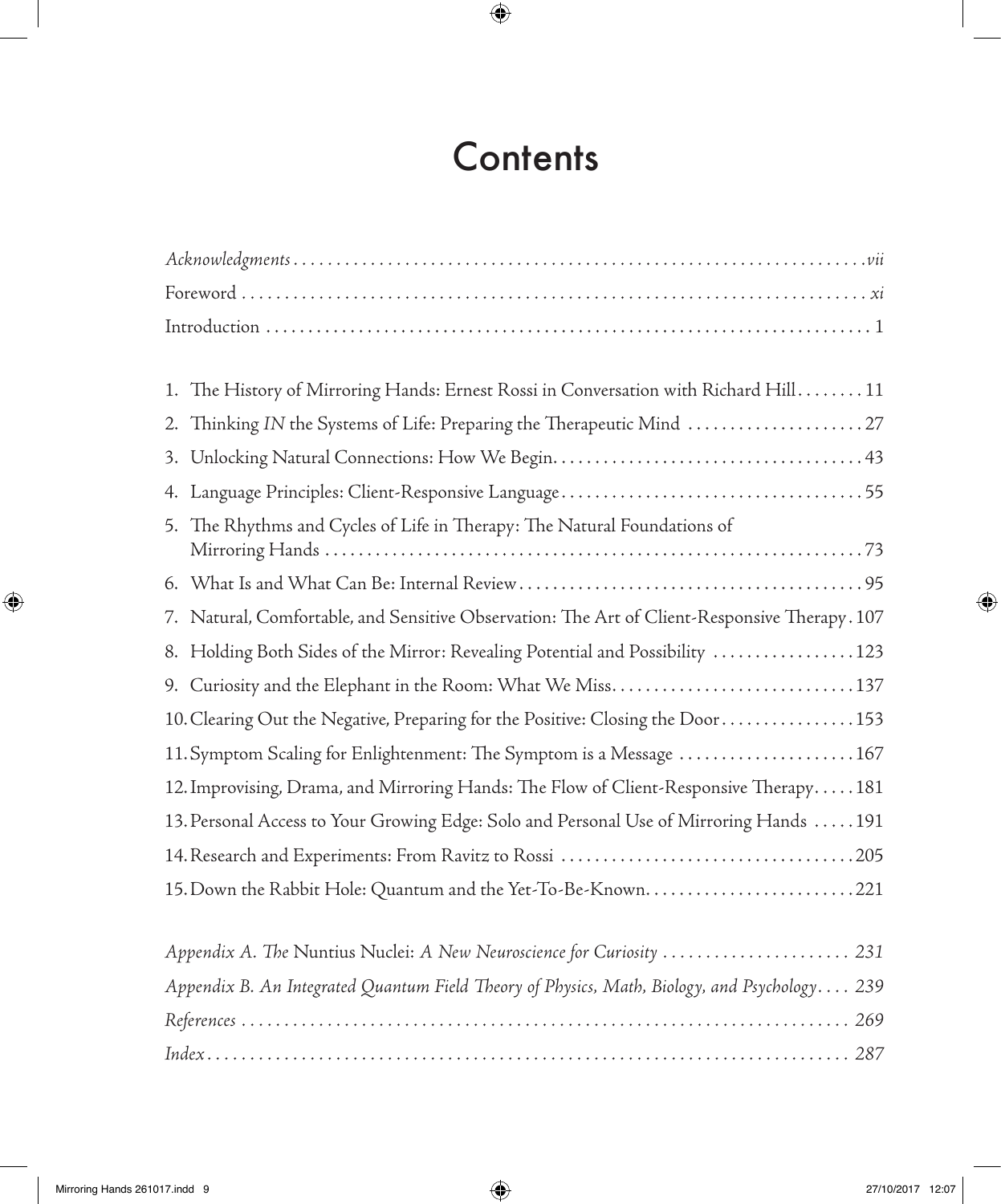# Contents

*Acknowledgments* ..... *vii*

Foreword ..... *xi*

Introduction ..... 1

1. The History of Mirroring Hands: Ernest Rossi in Conversation with Richard Hill ..... 11
2. Thinking *IN* the Systems of Life: Preparing the Therapeutic Mind ..... 27
3. Unlocking Natural Connections: How We Begin ..... 43
4. Language Principles: Client-Responsive Language ..... 55
5. The Rhythms and Cycles of Life in Therapy: The Natural Foundations of Mirroring Hands ..... 73
6. What Is and What Can Be: Internal Review ..... 95
7. Natural, Comfortable, and Sensitive Observation: The Art of Client-Responsive Therapy ..... 107
8. Holding Both Sides of the Mirror: Revealing Potential and Possibility ..... 123
9. Curiosity and the Elephant in the Room: What We Miss ..... 137
10. Clearing Out the Negative, Preparing for the Positive: Closing the Door ..... 153
11. Symptom Scaling for Enlightenment: The Symptom is a Message ..... 167
12. Improvising, Drama, and Mirroring Hands: The Flow of Client-Responsive Therapy ..... 181
13. Personal Access to Your Growing Edge: Solo and Personal Use of Mirroring Hands ..... 191
14. Research and Experiments: From Ravitz to Rossi ..... 205
15. Down the Rabbit Hole: Quantum and the Yet-To-Be-Known ..... 221

*Appendix A. The* Nuntius Nuclei: *A New Neuroscience for Curiosity* ..... *231*

*Appendix B. An Integrated Quantum Field Theory of Physics, Math, Biology, and Psychology* ..... *239*

*References* ..... *269*

*Index* ..... *287*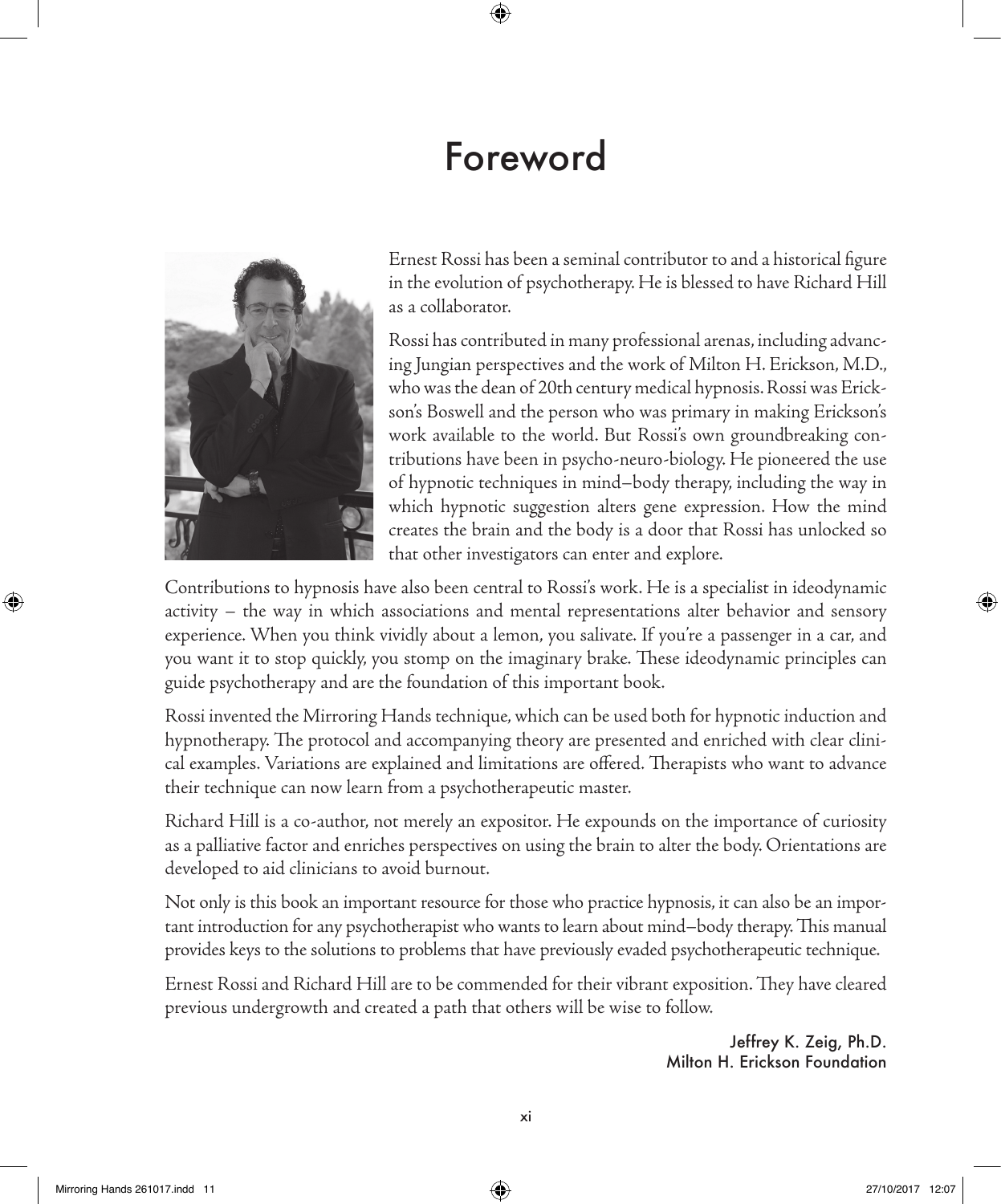# Foreword

Ernest Rossi has been a seminal contributor to and a historical figure in the evolution of psychotherapy. He is blessed to have Richard Hill as a collaborator.

Rossi has contributed in many professional arenas, including advancing Jungian perspectives and the work of Milton H. Erickson, M.D., who was the dean of 20th century medical hypnosis. Rossi was Erickson's Boswell and the person who was primary in making Erickson's work available to the world. But Rossi's own groundbreaking contributions have been in psycho-neuro-biology. He pioneered the use of hypnotic techniques in mind–body therapy, including the way in which hypnotic suggestion alters gene expression. How the mind creates the brain and the body is a door that Rossi has unlocked so that other investigators can enter and explore.

Contributions to hypnosis have also been central to Rossi's work. He is a specialist in ideodynamic activity – the way in which associations and mental representations alter behavior and sensory experience. When you think vividly about a lemon, you salivate. If you're a passenger in a car, and you want it to stop quickly, you stomp on the imaginary brake. These ideodynamic principles can guide psychotherapy and are the foundation of this important book.

Rossi invented the Mirroring Hands technique, which can be used both for hypnotic induction and hypnotherapy. The protocol and accompanying theory are presented and enriched with clear clinical examples. Variations are explained and limitations are offered. Therapists who want to advance their technique can now learn from a psychotherapeutic master.

Richard Hill is a co-author, not merely an expositor. He expounds on the importance of curiosity as a palliative factor and enriches perspectives on using the brain to alter the body. Orientations are developed to aid clinicians to avoid burnout.

Not only is this book an important resource for those who practice hypnosis, it can also be an important introduction for any psychotherapist who wants to learn about mind–body therapy. This manual provides keys to the solutions to problems that have previously evaded psychotherapeutic technique.

Ernest Rossi and Richard Hill are to be commended for their vibrant exposition. They have cleared previous undergrowth and created a path that others will be wise to follow.

Jeffrey K. Zeig, Ph.D.
Milton H. Erickson Foundation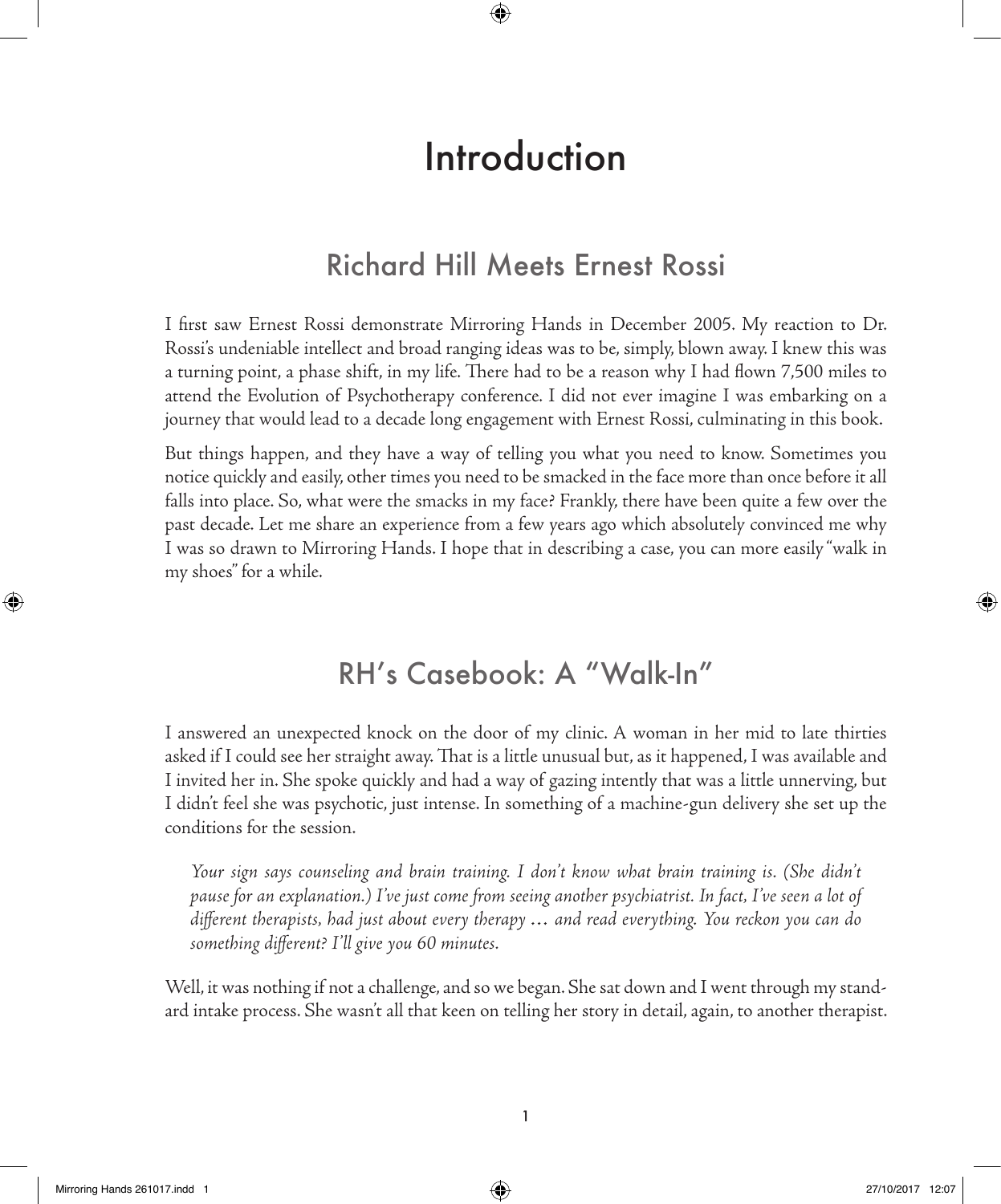# Introduction

## Richard Hill Meets Ernest Rossi

I first saw Ernest Rossi demonstrate Mirroring Hands in December 2005. My reaction to Dr. Rossi's undeniable intellect and broad ranging ideas was to be, simply, blown away. I knew this was a turning point, a phase shift, in my life. There had to be a reason why I had flown 7,500 miles to attend the Evolution of Psychotherapy conference. I did not ever imagine I was embarking on a journey that would lead to a decade long engagement with Ernest Rossi, culminating in this book.

But things happen, and they have a way of telling you what you need to know. Sometimes you notice quickly and easily, other times you need to be smacked in the face more than once before it all falls into place. So, what were the smacks in my face? Frankly, there have been quite a few over the past decade. Let me share an experience from a few years ago which absolutely convinced me why I was so drawn to Mirroring Hands. I hope that in describing a case, you can more easily "walk in my shoes" for a while.

## RH's Casebook: A "Walk-In"

I answered an unexpected knock on the door of my clinic. A woman in her mid to late thirties asked if I could see her straight away. That is a little unusual but, as it happened, I was available and I invited her in. She spoke quickly and had a way of gazing intently that was a little unnerving, but I didn't feel she was psychotic, just intense. In something of a machine-gun delivery she set up the conditions for the session.

> *Your sign says counseling and brain training. I don't know what brain training is. (She didn't pause for an explanation.) I've just come from seeing another psychiatrist. In fact, I've seen a lot of different therapists, had just about every therapy … and read everything. You reckon you can do something different? I'll give you 60 minutes.*

Well, it was nothing if not a challenge, and so we began. She sat down and I went through my standard intake process. She wasn't all that keen on telling her story in detail, again, to another therapist.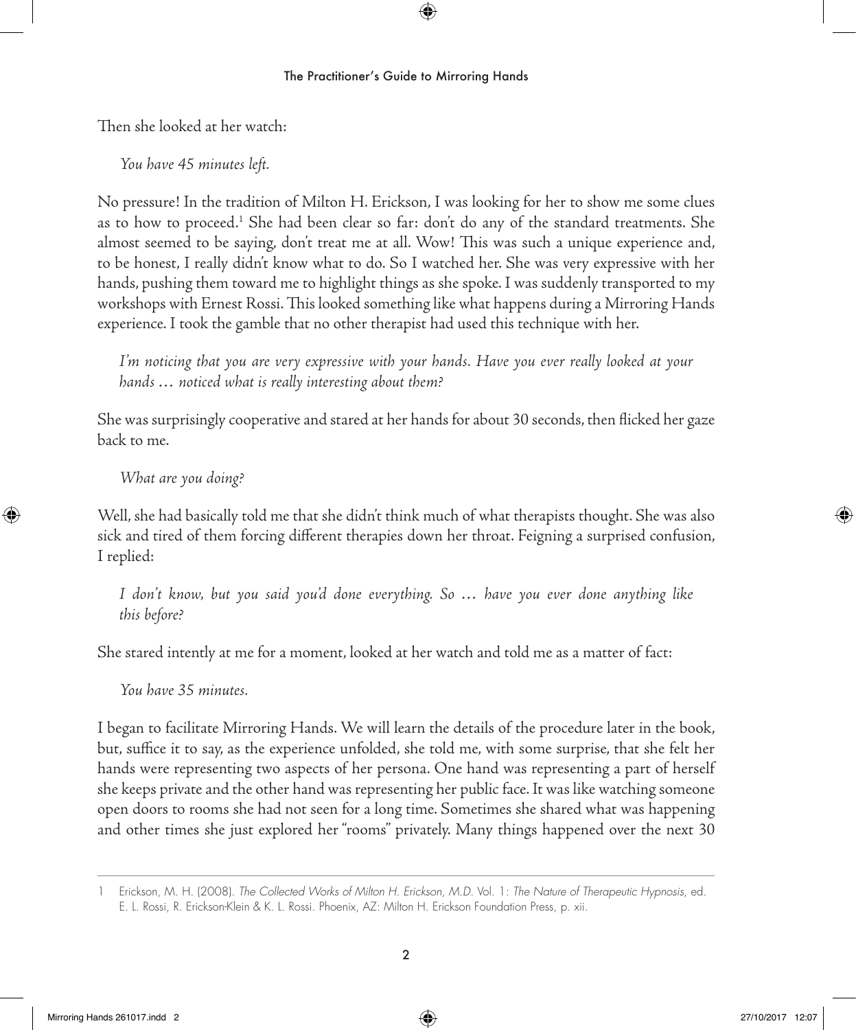Then she looked at her watch:

*You have 45 minutes left.*

No pressure! In the tradition of Milton H. Erickson, I was looking for her to show me some clues as to how to proceed.[1] She had been clear so far: don't do any of the standard treatments. She almost seemed to be saying, don't treat me at all. Wow! This was such a unique experience and, to be honest, I really didn't know what to do. So I watched her. She was very expressive with her hands, pushing them toward me to highlight things as she spoke. I was suddenly transported to my workshops with Ernest Rossi. This looked something like what happens during a Mirroring Hands experience. I took the gamble that no other therapist had used this technique with her.

*I'm noticing that you are very expressive with your hands. Have you ever really looked at your hands … noticed what is really interesting about them?*

She was surprisingly cooperative and stared at her hands for about 30 seconds, then flicked her gaze back to me.

*What are you doing?*

Well, she had basically told me that she didn't think much of what therapists thought. She was also sick and tired of them forcing different therapies down her throat. Feigning a surprised confusion, I replied:

*I don't know, but you said you'd done everything. So … have you ever done anything like this before?*

She stared intently at me for a moment, looked at her watch and told me as a matter of fact:

*You have 35 minutes.*

I began to facilitate Mirroring Hands. We will learn the details of the procedure later in the book, but, suffice it to say, as the experience unfolded, she told me, with some surprise, that she felt her hands were representing two aspects of her persona. One hand was representing a part of herself she keeps private and the other hand was representing her public face. It was like watching someone open doors to rooms she had not seen for a long time. Sometimes she shared what was happening and other times she just explored her "rooms" privately. Many things happened over the next 30

---

1 Erickson, M. H. (2008). *The Collected Works of Milton H. Erickson, M.D.* Vol. 1: *The Nature of Therapeutic Hypnosis*, ed. E. L. Rossi, R. Erickson-Klein & K. L. Rossi. Phoenix, AZ: Milton H. Erickson Foundation Press, p. xii.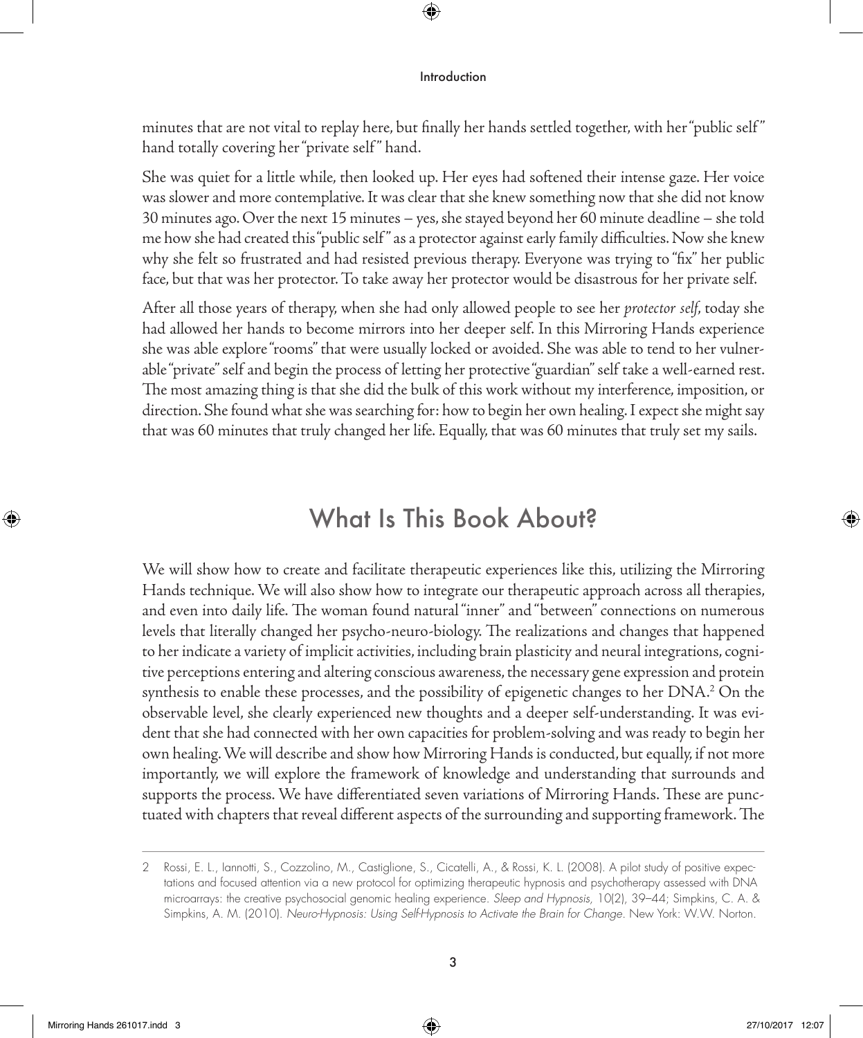minutes that are not vital to replay here, but finally her hands settled together, with her "public self" hand totally covering her "private self" hand.

She was quiet for a little while, then looked up. Her eyes had softened their intense gaze. Her voice was slower and more contemplative. It was clear that she knew something now that she did not know 30 minutes ago. Over the next 15 minutes – yes, she stayed beyond her 60 minute deadline – she told me how she had created this "public self" as a protector against early family difficulties. Now she knew why she felt so frustrated and had resisted previous therapy. Everyone was trying to "fix" her public face, but that was her protector. To take away her protector would be disastrous for her private self.

After all those years of therapy, when she had only allowed people to see her *protector self*, today she had allowed her hands to become mirrors into her deeper self. In this Mirroring Hands experience she was able explore "rooms" that were usually locked or avoided. She was able to tend to her vulnerable "private" self and begin the process of letting her protective "guardian" self take a well-earned rest. The most amazing thing is that she did the bulk of this work without my interference, imposition, or direction. She found what she was searching for: how to begin her own healing. I expect she might say that was 60 minutes that truly changed her life. Equally, that was 60 minutes that truly set my sails.

## What Is This Book About?

We will show how to create and facilitate therapeutic experiences like this, utilizing the Mirroring Hands technique. We will also show how to integrate our therapeutic approach across all therapies, and even into daily life. The woman found natural "inner" and "between" connections on numerous levels that literally changed her psycho-neuro-biology. The realizations and changes that happened to her indicate a variety of implicit activities, including brain plasticity and neural integrations, cognitive perceptions entering and altering conscious awareness, the necessary gene expression and protein synthesis to enable these processes, and the possibility of epigenetic changes to her DNA.[2] On the observable level, she clearly experienced new thoughts and a deeper self-understanding. It was evident that she had connected with her own capacities for problem-solving and was ready to begin her own healing. We will describe and show how Mirroring Hands is conducted, but equally, if not more importantly, we will explore the framework of knowledge and understanding that surrounds and supports the process. We have differentiated seven variations of Mirroring Hands. These are punctuated with chapters that reveal different aspects of the surrounding and supporting framework. The

---

2 Rossi, E. L., Iannotti, S., Cozzolino, M., Castiglione, S., Cicatelli, A., & Rossi, K. L. (2008). A pilot study of positive expectations and focused attention via a new protocol for optimizing therapeutic hypnosis and psychotherapy assessed with DNA microarrays: the creative psychosocial genomic healing experience. *Sleep and Hypnosis*, 10(2), 39–44; Simpkins, C. A. & Simpkins, A. M. (2010). *Neuro-Hypnosis: Using Self-Hypnosis to Activate the Brain for Change*. New York: W.W. Norton.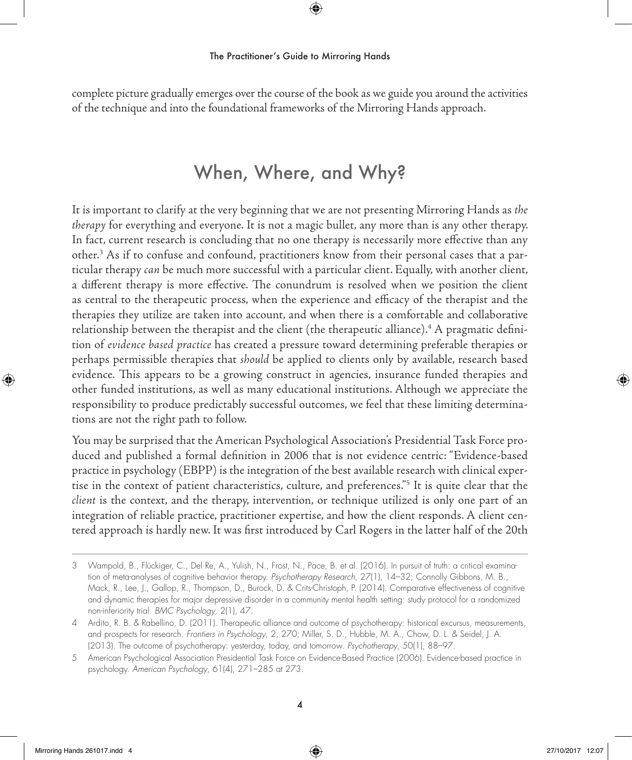complete picture gradually emerges over the course of the book as we guide you around the activities of the technique and into the foundational frameworks of the Mirroring Hands approach.

## When, Where, and Why?

It is important to clarify at the very beginning that we are not presenting Mirroring Hands as *the therapy* for everything and everyone. It is not a magic bullet, any more than is any other therapy. In fact, current research is concluding that no one therapy is necessarily more effective than any other.[3] As if to confuse and confound, practitioners know from their personal cases that a particular therapy *can* be much more successful with a particular client. Equally, with another client, a different therapy is more effective. The conundrum is resolved when we position the client as central to the therapeutic process, when the experience and efficacy of the therapist and the therapies they utilize are taken into account, and when there is a comfortable and collaborative relationship between the therapist and the client (the therapeutic alliance).[4] A pragmatic definition of *evidence based practice* has created a pressure toward determining preferable therapies or perhaps permissible therapies that *should* be applied to clients only by available, research based evidence. This appears to be a growing construct in agencies, insurance funded therapies and other funded institutions, as well as many educational institutions. Although we appreciate the responsibility to produce predictably successful outcomes, we feel that these limiting determinations are not the right path to follow.

You may be surprised that the American Psychological Association's Presidential Task Force produced and published a formal definition in 2006 that is not evidence centric: "Evidence-based practice in psychology (EBPP) is the integration of the best available research with clinical expertise in the context of patient characteristics, culture, and preferences."[5] It is quite clear that the *client* is the context, and the therapy, intervention, or technique utilized is only one part of an integration of reliable practice, practitioner expertise, and how the client responds. A client centered approach is hardly new. It was first introduced by Carl Rogers in the latter half of the 20th

---

3 Wampold, B., Flückiger, C., Del Re, A., Yulish, N., Frost, N., Pace, B. et al. (2016). In pursuit of truth: a critical examination of meta-analyses of cognitive behavior therapy. *Psychotherapy Research*, 27(1), 14–32; Connolly Gibbons, M. B., Mack, R., Lee, J., Gallop, R., Thompson, D., Burock, D. & Crits-Christoph, P. (2014). Comparative effectiveness of cognitive and dynamic therapies for major depressive disorder in a community mental health setting: study protocol for a randomized non-inferiority trial. *BMC Psychology*, 2(1), 47.

4 Ardito, R. B. & Rabellino, D. (2011). Therapeutic alliance and outcome of psychotherapy: historical excursus, measurements, and prospects for research. *Frontiers in Psychology*, 2, 270; Miller, S. D., Hubble, M. A., Chow, D. L. & Seidel, J. A. (2013). The outcome of psychotherapy: yesterday, today, and tomorrow. *Psychotherapy*, 50(1), 88–97.

5 American Psychological Association Presidential Task Force on Evidence-Based Practice (2006). Evidence-based practice in psychology. *American Psychology*, 61(4), 271–285 at 273.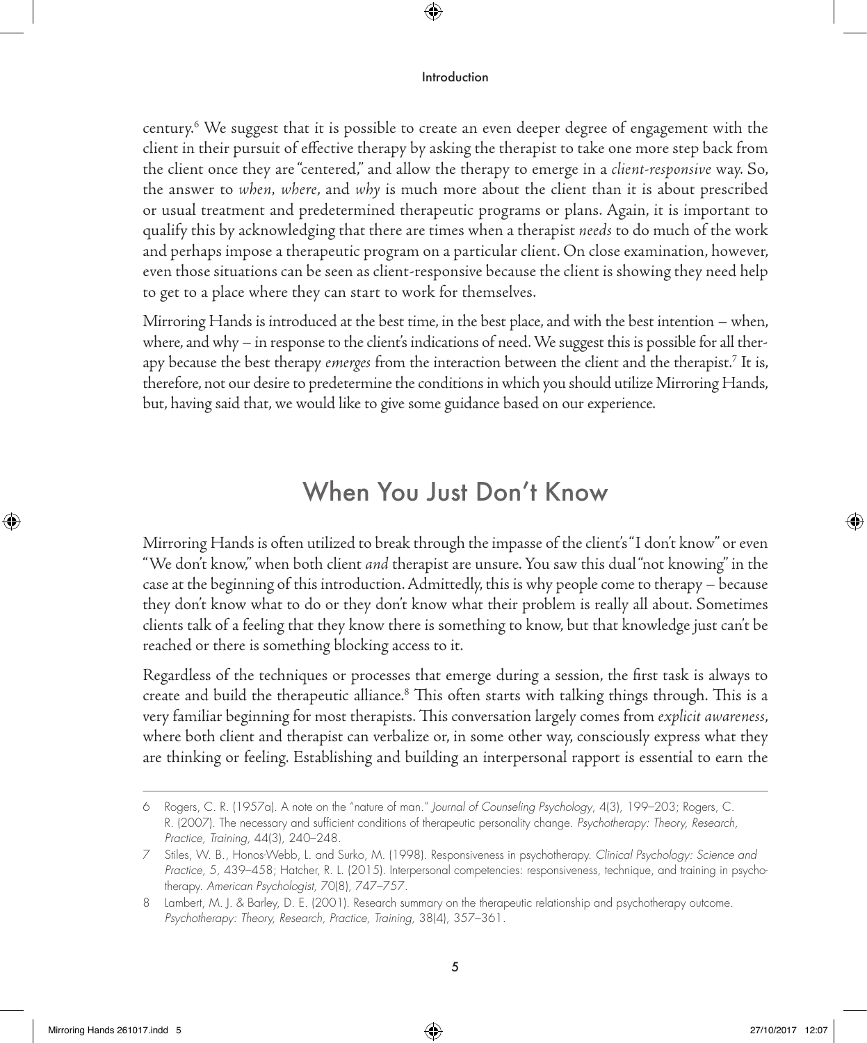century.[6] We suggest that it is possible to create an even deeper degree of engagement with the client in their pursuit of effective therapy by asking the therapist to take one more step back from the client once they are "centered," and allow the therapy to emerge in a *client-responsive* way. So, the answer to *when, where*, and *why* is much more about the client than it is about prescribed or usual treatment and predetermined therapeutic programs or plans. Again, it is important to qualify this by acknowledging that there are times when a therapist *needs* to do much of the work and perhaps impose a therapeutic program on a particular client. On close examination, however, even those situations can be seen as client-responsive because the client is showing they need help to get to a place where they can start to work for themselves.

Mirroring Hands is introduced at the best time, in the best place, and with the best intention – when, where, and why – in response to the client's indications of need. We suggest this is possible for all therapy because the best therapy *emerges* from the interaction between the client and the therapist.[7] It is, therefore, not our desire to predetermine the conditions in which you should utilize Mirroring Hands, but, having said that, we would like to give some guidance based on our experience.

## When You Just Don't Know

Mirroring Hands is often utilized to break through the impasse of the client's "I don't know" or even "We don't know," when both client *and* therapist are unsure. You saw this dual "not knowing" in the case at the beginning of this introduction. Admittedly, this is why people come to therapy – because they don't know what to do or they don't know what their problem is really all about. Sometimes clients talk of a feeling that they know there is something to know, but that knowledge just can't be reached or there is something blocking access to it.

Regardless of the techniques or processes that emerge during a session, the first task is always to create and build the therapeutic alliance.[8] This often starts with talking things through. This is a very familiar beginning for most therapists. This conversation largely comes from *explicit awareness*, where both client and therapist can verbalize or, in some other way, consciously express what they are thinking or feeling. Establishing and building an interpersonal rapport is essential to earn the

---

6 Rogers, C. R. (1957a). A note on the "nature of man." *Journal of Counseling Psychology*, 4(3), 199–203; Rogers, C. R. (2007). The necessary and sufficient conditions of therapeutic personality change. *Psychotherapy: Theory, Research, Practice, Training,* 44(3), 240–248.

7 Stiles, W. B., Honos-Webb, L. and Surko, M. (1998). Responsiveness in psychotherapy. *Clinical Psychology: Science and Practice*, 5, 439–458; Hatcher, R. L. (2015). Interpersonal competencies: responsiveness, technique, and training in psychotherapy. *American Psychologist,* 70(8), 747–757.

8 Lambert, M. J. & Barley, D. E. (2001). Research summary on the therapeutic relationship and psychotherapy outcome. *Psychotherapy: Theory, Research, Practice, Training,* 38(4), 357–361.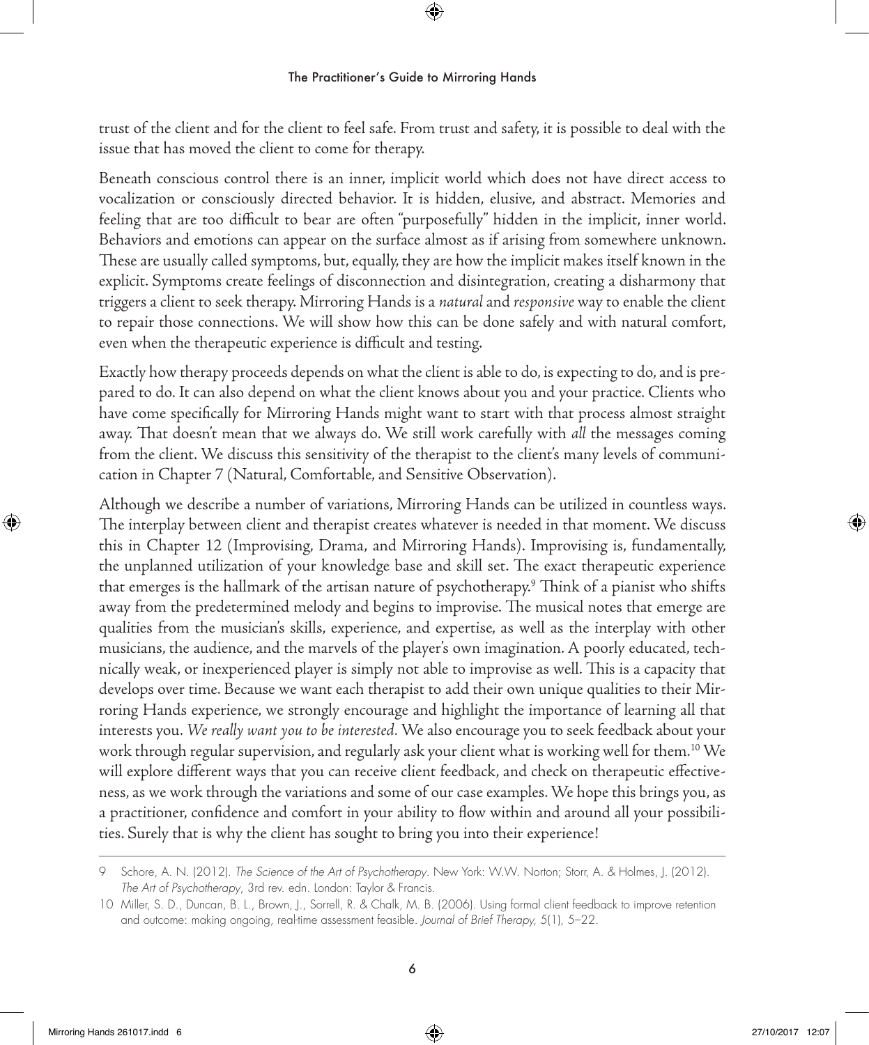trust of the client and for the client to feel safe. From trust and safety, it is possible to deal with the issue that has moved the client to come for therapy.

Beneath conscious control there is an inner, implicit world which does not have direct access to vocalization or consciously directed behavior. It is hidden, elusive, and abstract. Memories and feeling that are too difficult to bear are often "purposefully" hidden in the implicit, inner world. Behaviors and emotions can appear on the surface almost as if arising from somewhere unknown. These are usually called symptoms, but, equally, they are how the implicit makes itself known in the explicit. Symptoms create feelings of disconnection and disintegration, creating a disharmony that triggers a client to seek therapy. Mirroring Hands is a *natural* and *responsive* way to enable the client to repair those connections. We will show how this can be done safely and with natural comfort, even when the therapeutic experience is difficult and testing.

Exactly how therapy proceeds depends on what the client is able to do, is expecting to do, and is prepared to do. It can also depend on what the client knows about you and your practice. Clients who have come specifically for Mirroring Hands might want to start with that process almost straight away. That doesn't mean that we always do. We still work carefully with *all* the messages coming from the client. We discuss this sensitivity of the therapist to the client's many levels of communication in Chapter 7 (Natural, Comfortable, and Sensitive Observation).

Although we describe a number of variations, Mirroring Hands can be utilized in countless ways. The interplay between client and therapist creates whatever is needed in that moment. We discuss this in Chapter 12 (Improvising, Drama, and Mirroring Hands). Improvising is, fundamentally, the unplanned utilization of your knowledge base and skill set. The exact therapeutic experience that emerges is the hallmark of the artisan nature of psychotherapy.[9] Think of a pianist who shifts away from the predetermined melody and begins to improvise. The musical notes that emerge are qualities from the musician's skills, experience, and expertise, as well as the interplay with other musicians, the audience, and the marvels of the player's own imagination. A poorly educated, technically weak, or inexperienced player is simply not able to improvise as well. This is a capacity that develops over time. Because we want each therapist to add their own unique qualities to their Mirroring Hands experience, we strongly encourage and highlight the importance of learning all that interests you. *We really want you to be interested*. We also encourage you to seek feedback about your work through regular supervision, and regularly ask your client what is working well for them.[10] We will explore different ways that you can receive client feedback, and check on therapeutic effectiveness, as we work through the variations and some of our case examples. We hope this brings you, as a practitioner, confidence and comfort in your ability to flow within and around all your possibilities. Surely that is why the client has sought to bring you into their experience!

---

9 Schore, A. N. (2012). *The Science of the Art of Psychotherapy*. New York: W.W. Norton; Storr, A. & Holmes, J. (2012). *The Art of Psychotherapy*, 3rd rev. edn. London: Taylor & Francis.

10 Miller, S. D., Duncan, B. L., Brown, J., Sorrell, R. & Chalk, M. B. (2006). Using formal client feedback to improve retention and outcome: making ongoing, real-time assessment feasible. *Journal of Brief Therapy*, *5*(1), 5–22.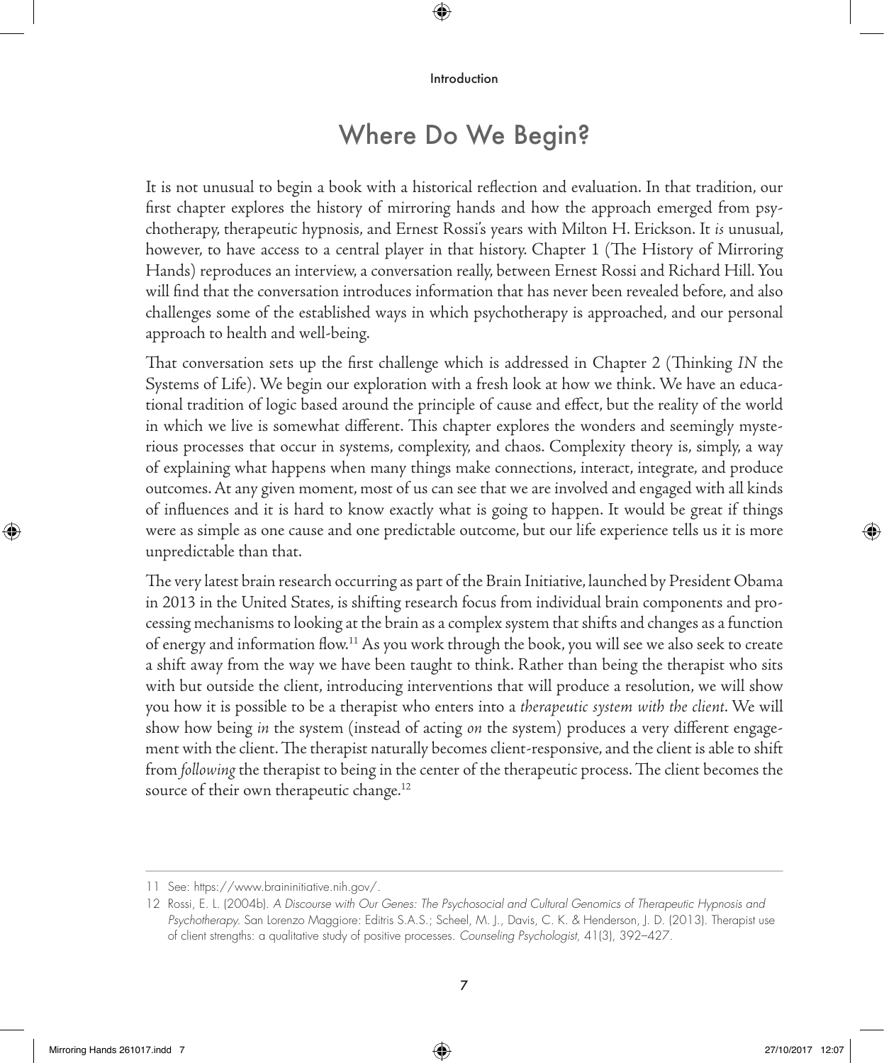# Where Do We Begin?

It is not unusual to begin a book with a historical reflection and evaluation. In that tradition, our first chapter explores the history of mirroring hands and how the approach emerged from psychotherapy, therapeutic hypnosis, and Ernest Rossi's years with Milton H. Erickson. It *is* unusual, however, to have access to a central player in that history. Chapter 1 (The History of Mirroring Hands) reproduces an interview, a conversation really, between Ernest Rossi and Richard Hill. You will find that the conversation introduces information that has never been revealed before, and also challenges some of the established ways in which psychotherapy is approached, and our personal approach to health and well-being.

That conversation sets up the first challenge which is addressed in Chapter 2 (Thinking *IN* the Systems of Life). We begin our exploration with a fresh look at how we think. We have an educational tradition of logic based around the principle of cause and effect, but the reality of the world in which we live is somewhat different. This chapter explores the wonders and seemingly mysterious processes that occur in systems, complexity, and chaos. Complexity theory is, simply, a way of explaining what happens when many things make connections, interact, integrate, and produce outcomes. At any given moment, most of us can see that we are involved and engaged with all kinds of influences and it is hard to know exactly what is going to happen. It would be great if things were as simple as one cause and one predictable outcome, but our life experience tells us it is more unpredictable than that.

The very latest brain research occurring as part of the Brain Initiative, launched by President Obama in 2013 in the United States, is shifting research focus from individual brain components and processing mechanisms to looking at the brain as a complex system that shifts and changes as a function of energy and information flow.[11] As you work through the book, you will see we also seek to create a shift away from the way we have been taught to think. Rather than being the therapist who sits with but outside the client, introducing interventions that will produce a resolution, we will show you how it is possible to be a therapist who enters into a *therapeutic system with the client*. We will show how being *in* the system (instead of acting *on* the system) produces a very different engagement with the client. The therapist naturally becomes client-responsive, and the client is able to shift from *following* the therapist to being in the center of the therapeutic process. The client becomes the source of their own therapeutic change.[12]

---

11 See: https://www.braininitiative.nih.gov/.

12 Rossi, E. L. (2004b). *A Discourse with Our Genes: The Psychosocial and Cultural Genomics of Therapeutic Hypnosis and Psychotherapy.* San Lorenzo Maggiore: Editris S.A.S.; Scheel, M. J., Davis, C. K. & Henderson, J. D. (2013). Therapist use of client strengths: a qualitative study of positive processes. *Counseling Psychologist,* 41(3), 392–427.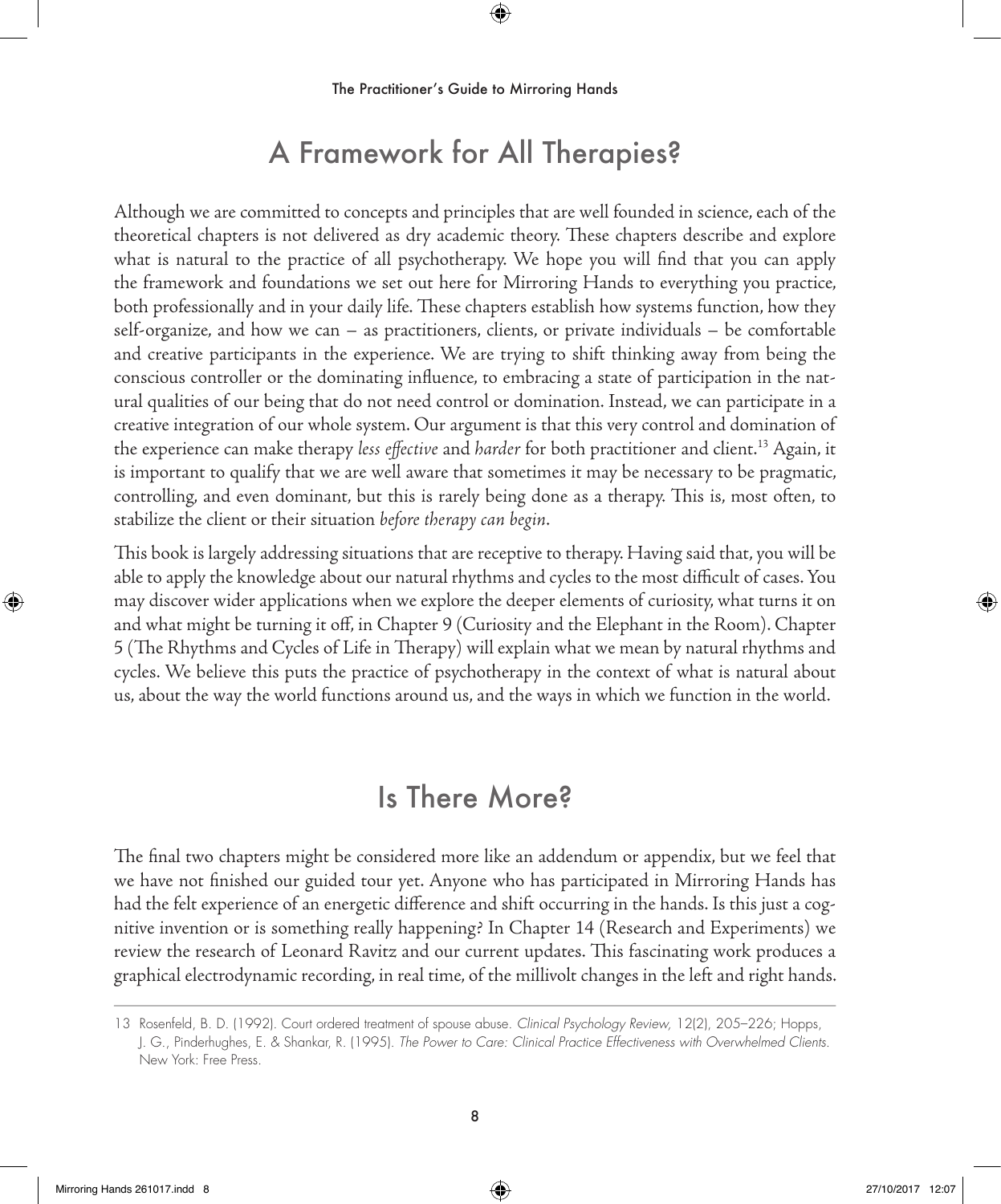## A Framework for All Therapies?

Although we are committed to concepts and principles that are well founded in science, each of the theoretical chapters is not delivered as dry academic theory. These chapters describe and explore what is natural to the practice of all psychotherapy. We hope you will find that you can apply the framework and foundations we set out here for Mirroring Hands to everything you practice, both professionally and in your daily life. These chapters establish how systems function, how they self-organize, and how we can – as practitioners, clients, or private individuals – be comfortable and creative participants in the experience. We are trying to shift thinking away from being the conscious controller or the dominating influence, to embracing a state of participation in the natural qualities of our being that do not need control or domination. Instead, we can participate in a creative integration of our whole system. Our argument is that this very control and domination of the experience can make therapy *less effective* and *harder* for both practitioner and client.[13] Again, it is important to qualify that we are well aware that sometimes it may be necessary to be pragmatic, controlling, and even dominant, but this is rarely being done as a therapy. This is, most often, to stabilize the client or their situation *before therapy can begin*.

This book is largely addressing situations that are receptive to therapy. Having said that, you will be able to apply the knowledge about our natural rhythms and cycles to the most difficult of cases. You may discover wider applications when we explore the deeper elements of curiosity, what turns it on and what might be turning it off, in Chapter 9 (Curiosity and the Elephant in the Room). Chapter 5 (The Rhythms and Cycles of Life in Therapy) will explain what we mean by natural rhythms and cycles. We believe this puts the practice of psychotherapy in the context of what is natural about us, about the way the world functions around us, and the ways in which we function in the world.

## Is There More?

The final two chapters might be considered more like an addendum or appendix, but we feel that we have not finished our guided tour yet. Anyone who has participated in Mirroring Hands has had the felt experience of an energetic difference and shift occurring in the hands. Is this just a cognitive invention or is something really happening? In Chapter 14 (Research and Experiments) we review the research of Leonard Ravitz and our current updates. This fascinating work produces a graphical electrodynamic recording, in real time, of the millivolt changes in the left and right hands.

---

13 Rosenfeld, B. D. (1992). Court ordered treatment of spouse abuse. *Clinical Psychology Review,* 12(2), 205–226; Hopps, J. G., Pinderhughes, E. & Shankar, R. (1995). *The Power to Care: Clinical Practice Effectiveness with Overwhelmed Clients.* New York: Free Press.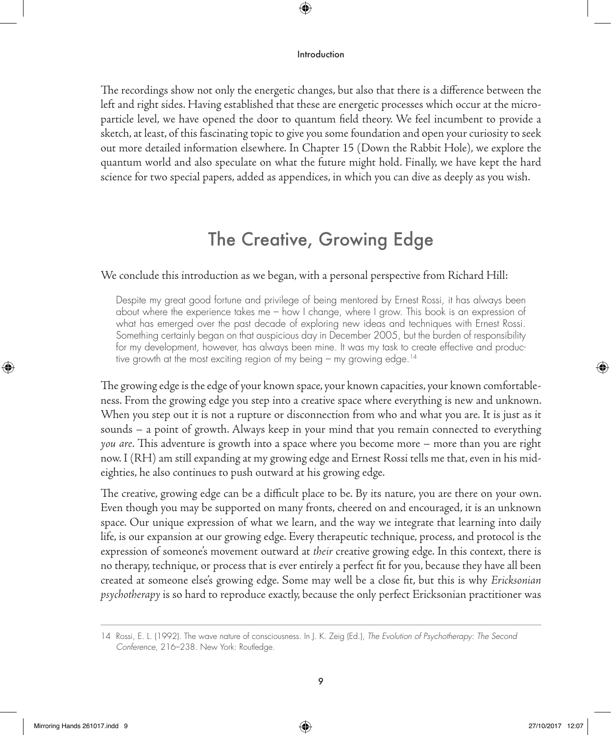The recordings show not only the energetic changes, but also that there is a difference between the left and right sides. Having established that these are energetic processes which occur at the micro-particle level, we have opened the door to quantum field theory. We feel incumbent to provide a sketch, at least, of this fascinating topic to give you some foundation and open your curiosity to seek out more detailed information elsewhere. In Chapter 15 (Down the Rabbit Hole), we explore the quantum world and also speculate on what the future might hold. Finally, we have kept the hard science for two special papers, added as appendices, in which you can dive as deeply as you wish.

## The Creative, Growing Edge

We conclude this introduction as we began, with a personal perspective from Richard Hill:

> Despite my great good fortune and privilege of being mentored by Ernest Rossi, it has always been about where the experience takes me – how I change, where I grow. This book is an expression of what has emerged over the past decade of exploring new ideas and techniques with Ernest Rossi. Something certainly began on that auspicious day in December 2005, but the burden of responsibility for my development, however, has always been mine. It was my task to create effective and productive growth at the most exciting region of my being – my growing edge.[14]

The growing edge is the edge of your known space, your known capacities, your known comfortableness. From the growing edge you step into a creative space where everything is new and unknown. When you step out it is not a rupture or disconnection from who and what you are. It is just as it sounds – a point of growth. Always keep in your mind that you remain connected to everything *you are*. This adventure is growth into a space where you become more – more than you are right now. I (RH) am still expanding at my growing edge and Ernest Rossi tells me that, even in his mid-eighties, he also continues to push outward at his growing edge.

The creative, growing edge can be a difficult place to be. By its nature, you are there on your own. Even though you may be supported on many fronts, cheered on and encouraged, it is an unknown space. Our unique expression of what we learn, and the way we integrate that learning into daily life, is our expansion at our growing edge. Every therapeutic technique, process, and protocol is the expression of someone's movement outward at *their* creative growing edge. In this context, there is no therapy, technique, or process that is ever entirely a perfect fit for you, because they have all been created at someone else's growing edge. Some may well be a close fit, but this is why *Ericksonian psychotherapy* is so hard to reproduce exactly, because the only perfect Ericksonian practitioner was

---

14 Rossi, E. L. (1992). The wave nature of consciousness. In J. K. Zeig (Ed.), *The Evolution of Psychotherapy: The Second Conference*, 216–238. New York: Routledge.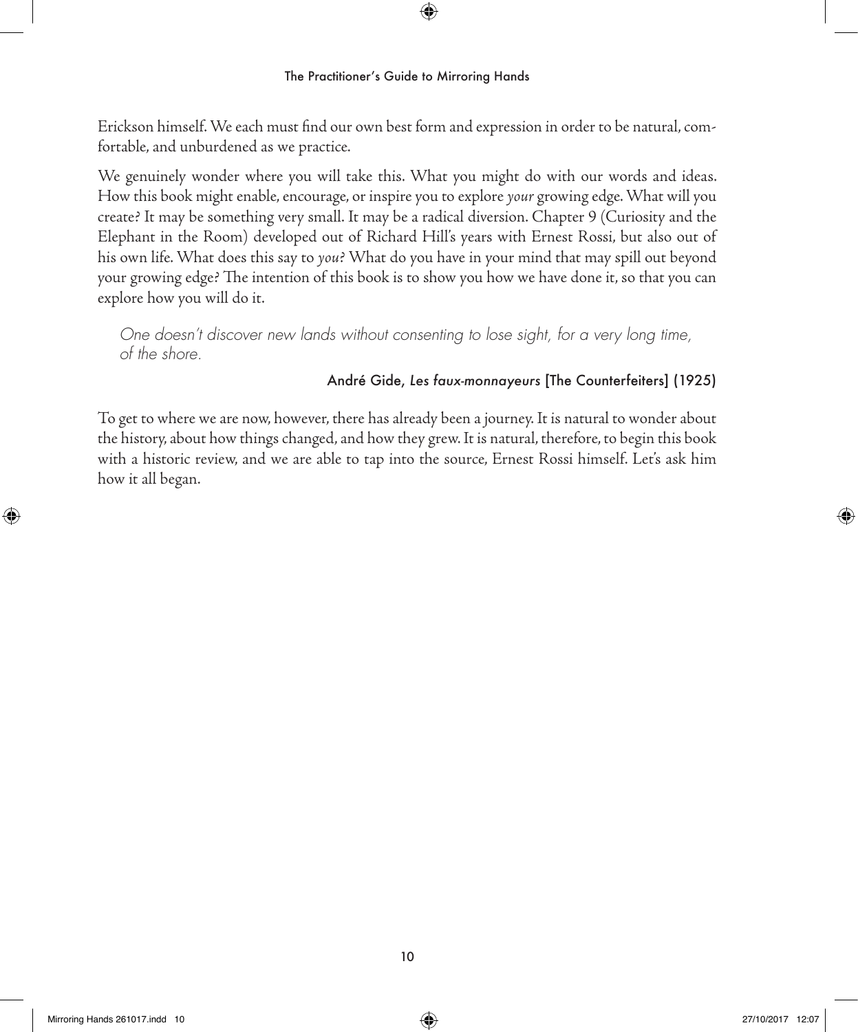Erickson himself. We each must find our own best form and expression in order to be natural, comfortable, and unburdened as we practice.

We genuinely wonder where you will take this. What you might do with our words and ideas. How this book might enable, encourage, or inspire you to explore *your* growing edge. What will you create? It may be something very small. It may be a radical diversion. Chapter 9 (Curiosity and the Elephant in the Room) developed out of Richard Hill's years with Ernest Rossi, but also out of his own life. What does this say to *you*? What do you have in your mind that may spill out beyond your growing edge? The intention of this book is to show you how we have done it, so that you can explore how you will do it.

> *One doesn't discover new lands without consenting to lose sight, for a very long time, of the shore.*
>
> André Gide, *Les faux-monnayeurs* [The Counterfeiters] (1925)

To get to where we are now, however, there has already been a journey. It is natural to wonder about the history, about how things changed, and how they grew. It is natural, therefore, to begin this book with a historic review, and we are able to tap into the source, Ernest Rossi himself. Let's ask him how it all began.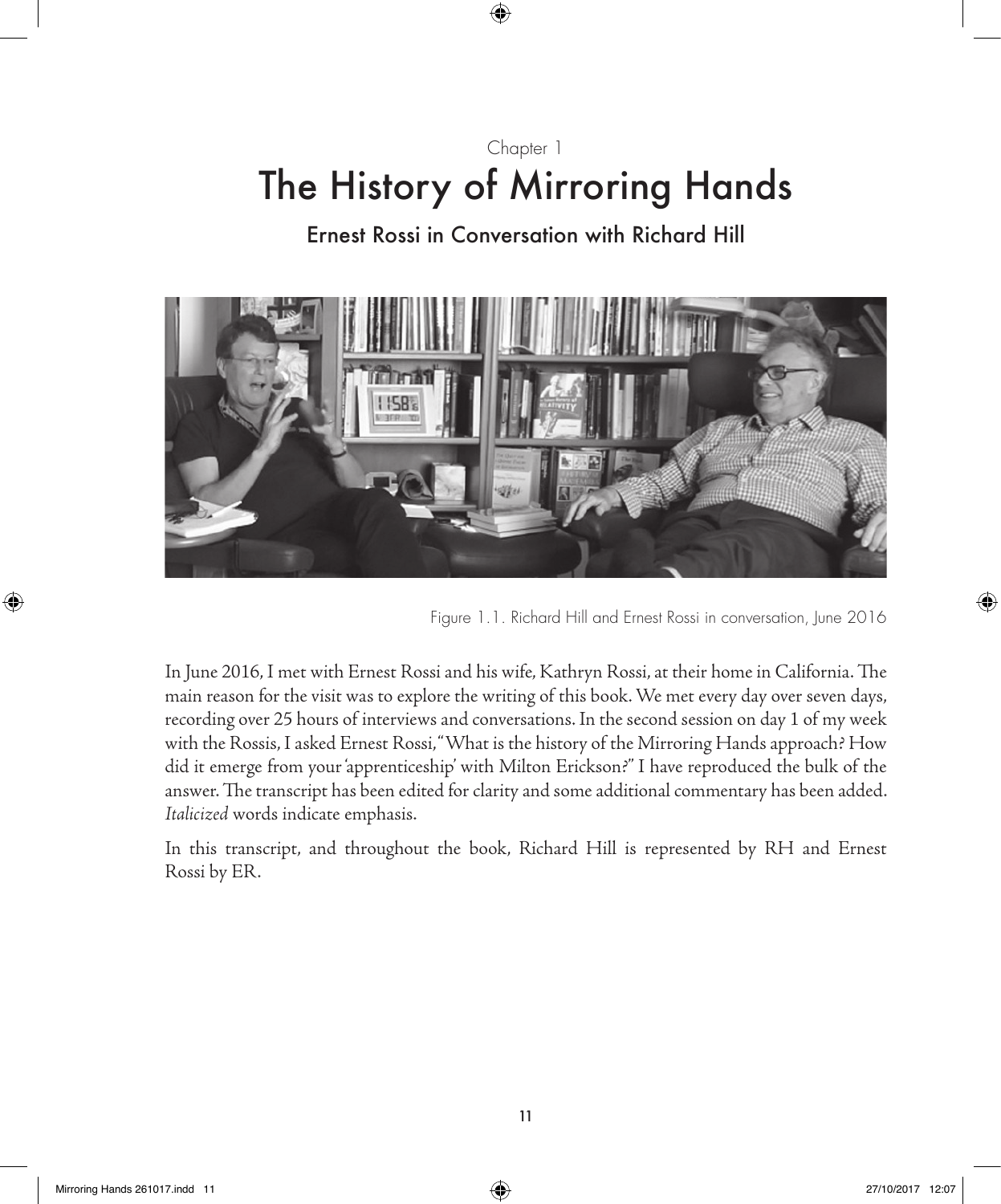Chapter 1

# The History of Mirroring Hands

## Ernest Rossi in Conversation with Richard Hill

Figure 1.1. Richard Hill and Ernest Rossi in conversation, June 2016

In June 2016, I met with Ernest Rossi and his wife, Kathryn Rossi, at their home in California. The main reason for the visit was to explore the writing of this book. We met every day over seven days, recording over 25 hours of interviews and conversations. In the second session on day 1 of my week with the Rossis, I asked Ernest Rossi, "What is the history of the Mirroring Hands approach? How did it emerge from your 'apprenticeship' with Milton Erickson?" I have reproduced the bulk of the answer. The transcript has been edited for clarity and some additional commentary has been added. *Italicized* words indicate emphasis.

In this transcript, and throughout the book, Richard Hill is represented by RH and Ernest Rossi by ER.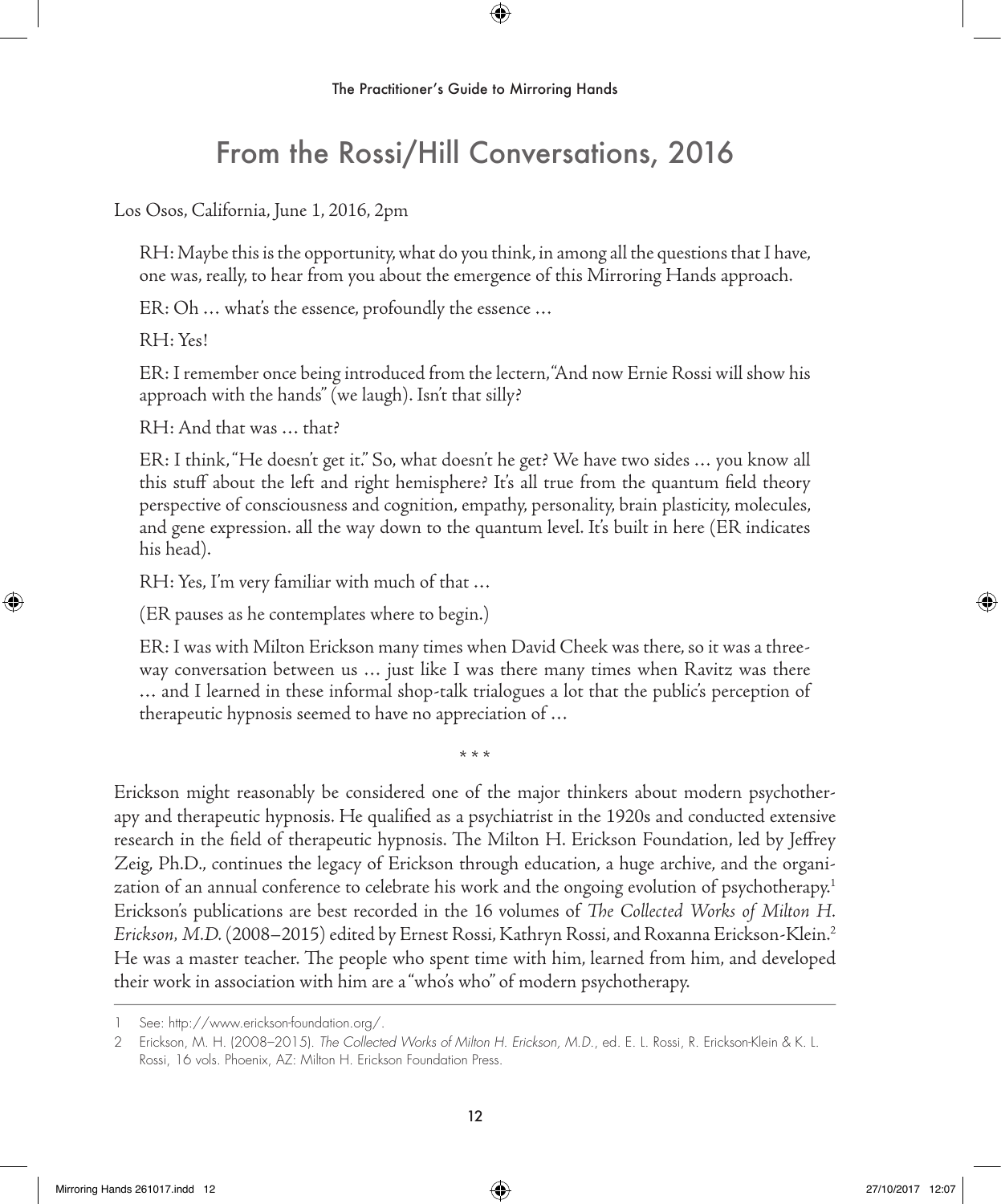# From the Rossi/Hill Conversations, 2016

Los Osos, California, June 1, 2016, 2pm

RH: Maybe this is the opportunity, what do you think, in among all the questions that I have, one was, really, to hear from you about the emergence of this Mirroring Hands approach.

ER: Oh … what's the essence, profoundly the essence …

RH: Yes!

ER: I remember once being introduced from the lectern, "And now Ernie Rossi will show his approach with the hands" (we laugh). Isn't that silly?

RH: And that was … that?

ER: I think, "He doesn't get it." So, what doesn't he get? We have two sides … you know all this stuff about the left and right hemisphere? It's all true from the quantum field theory perspective of consciousness and cognition, empathy, personality, brain plasticity, molecules, and gene expression. all the way down to the quantum level. It's built in here (ER indicates his head).

RH: Yes, I'm very familiar with much of that …

(ER pauses as he contemplates where to begin.)

ER: I was with Milton Erickson many times when David Cheek was there, so it was a three-way conversation between us … just like I was there many times when Ravitz was there … and I learned in these informal shop-talk trialogues a lot that the public's perception of therapeutic hypnosis seemed to have no appreciation of …

\* \* \*

Erickson might reasonably be considered one of the major thinkers about modern psychotherapy and therapeutic hypnosis. He qualified as a psychiatrist in the 1920s and conducted extensive research in the field of therapeutic hypnosis. The Milton H. Erickson Foundation, led by Jeffrey Zeig, Ph.D., continues the legacy of Erickson through education, a huge archive, and the organization of an annual conference to celebrate his work and the ongoing evolution of psychotherapy.[1] Erickson's publications are best recorded in the 16 volumes of *The Collected Works of Milton H. Erickson, M.D.* (2008–2015) edited by Ernest Rossi, Kathryn Rossi, and Roxanna Erickson-Klein.[2] He was a master teacher. The people who spent time with him, learned from him, and developed their work in association with him are a "who's who" of modern psychotherapy.

---

1 See: http://www.erickson-foundation.org/.

2 Erickson, M. H. (2008–2015). *The Collected Works of Milton H. Erickson, M.D.*, ed. E. L. Rossi, R. Erickson-Klein & K. L. Rossi, 16 vols. Phoenix, AZ: Milton H. Erickson Foundation Press.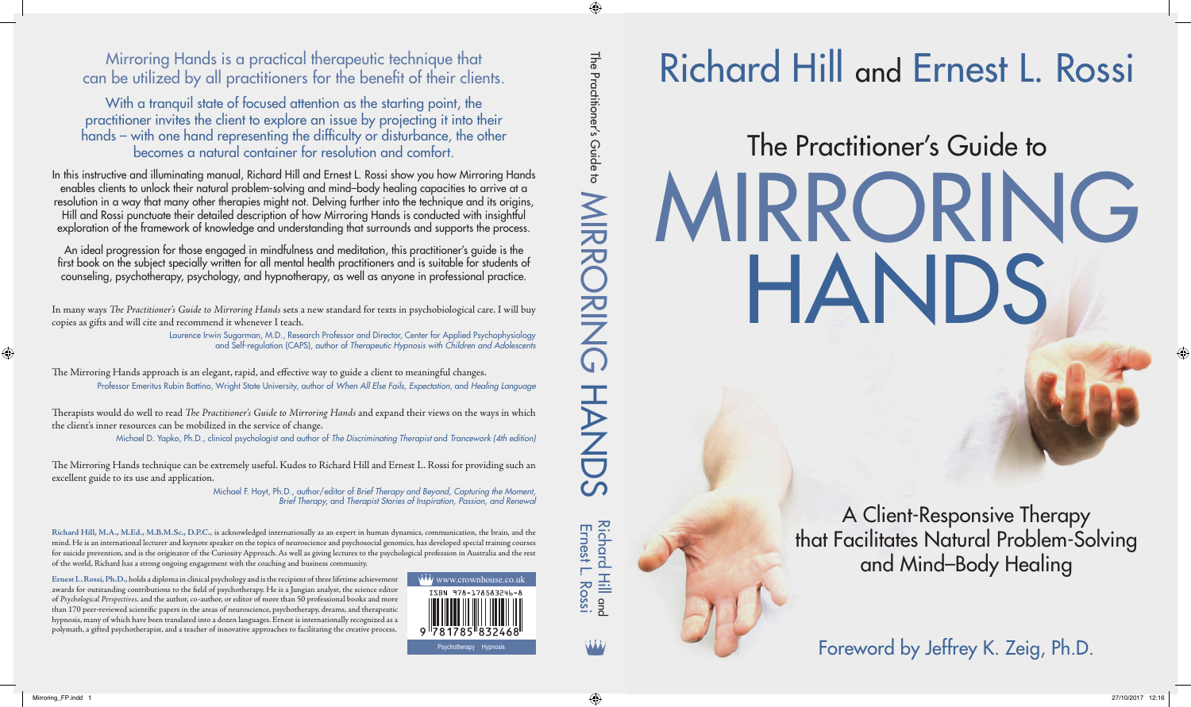Mirroring Hands is a practical therapeutic technique that can be utilized by all practitioners for the benefit of their clients.

With a tranquil state of focused attention as the starting point, the practitioner invites the client to explore an issue by projecting it into their hands – with one hand representing the difficulty or disturbance, the other becomes a natural container for resolution and comfort.

In this instructive and illuminating manual, Richard Hill and Ernest L. Rossi show you how Mirroring Hands enables clients to unlock their natural problem-solving and mind–body healing capacities to arrive at a resolution in a way that many other therapies might not. Delving further into the technique and its origins, Hill and Rossi punctuate their detailed description of how Mirroring Hands is conducted with insightful exploration of the framework of knowledge and understanding that surrounds and supports the process.

An ideal progression for those engaged in mindfulness and meditation, this practitioner's guide is the first book on the subject specially written for all mental health practitioners and is suitable for students of counseling, psychotherapy, psychology, and hypnotherapy, as well as anyone in professional practice.

In many ways *The Practitioner's Guide to Mirroring Hands* sets a new standard for texts in psychobiological care. I will buy copies as gifts and will cite and recommend it whenever I teach.

Laurence Irwin Sugarman, M.D., Research Professor and Director, Center for Applied Psychophysiology and Self-regulation (CAPS), author of *Therapeutic Hypnosis with Children and Adolescents*

The Mirroring Hands approach is an elegant, rapid, and effective way to guide a client to meaningful changes.

Professor Emeritus Rubin Battino, Wright State University, author of *When All Else Fails*, *Expectation*, and *Healing Language*

Therapists would do well to read *The Practitioner's Guide to Mirroring Hands* and expand their views on the ways in which the client's inner resources can be mobilized in the service of change.

Michael D. Yapko, Ph.D., clinical psychologist and author of *The Discriminating Therapist* and *Trancework (4th edition)*

The Mirroring Hands technique can be extremely useful. Kudos to Richard Hill and Ernest L. Rossi for providing such an excellent guide to its use and application.

Michael F. Hoyt, Ph.D., author/editor of *Brief Therapy and Beyond*, *Capturing the Moment*, *Brief Therapy*, and *Therapist Stories of Inspiration, Passion, and Renewal*

**Richard Hill, M.A., M.Ed., M.B.M.Sc., D.P.C.**, is acknowledged internationally as an expert in human dynamics, communication, the brain, and the mind. He is an international lecturer and keynote speaker on the topics of neuroscience and psychosocial genomics, has developed special training courses for suicide prevention, and is the originator of the Curiosity Approach. As well as giving lectures to the psychological profession in Australia and the rest of the world, Richard has a strong ongoing engagement with the coaching and business community.

**Ernest L. Rossi, Ph.D.**, holds a diploma in clinical psychology and is the recipient of three lifetime achievement awards for outstanding contributions to the field of psychotherapy. He is a Jungian analyst, the science editor of *Psychological Perspectives*, and the author, co-author, or editor of more than 50 professional books and more than 170 peer-reviewed scientific papers in the areas of neuroscience, psychotherapy, dreams, and therapeutic hypnosis, many of which have been translated into a dozen languages. Ernest is internationally recognized as a polymath, a gifted psychotherapist, and a teacher of innovative approaches to facilitating the creative process.

www.crownhouse.co.uk

ISBN 978-178583246-8

9 781785 832468

Psychotherapy Hypnosis

The Practitioner's Guide to MIRRORING HANDS Richard Hill and Ernest L. Rossi

# Richard Hill and Ernest L. Rossi

# The Practitioner's Guide to MIRRORING HANDS

A Client-Responsive Therapy that Facilitates Natural Problem-Solving and Mind–Body Healing

Foreword by Jeffrey K. Zeig, Ph.D.